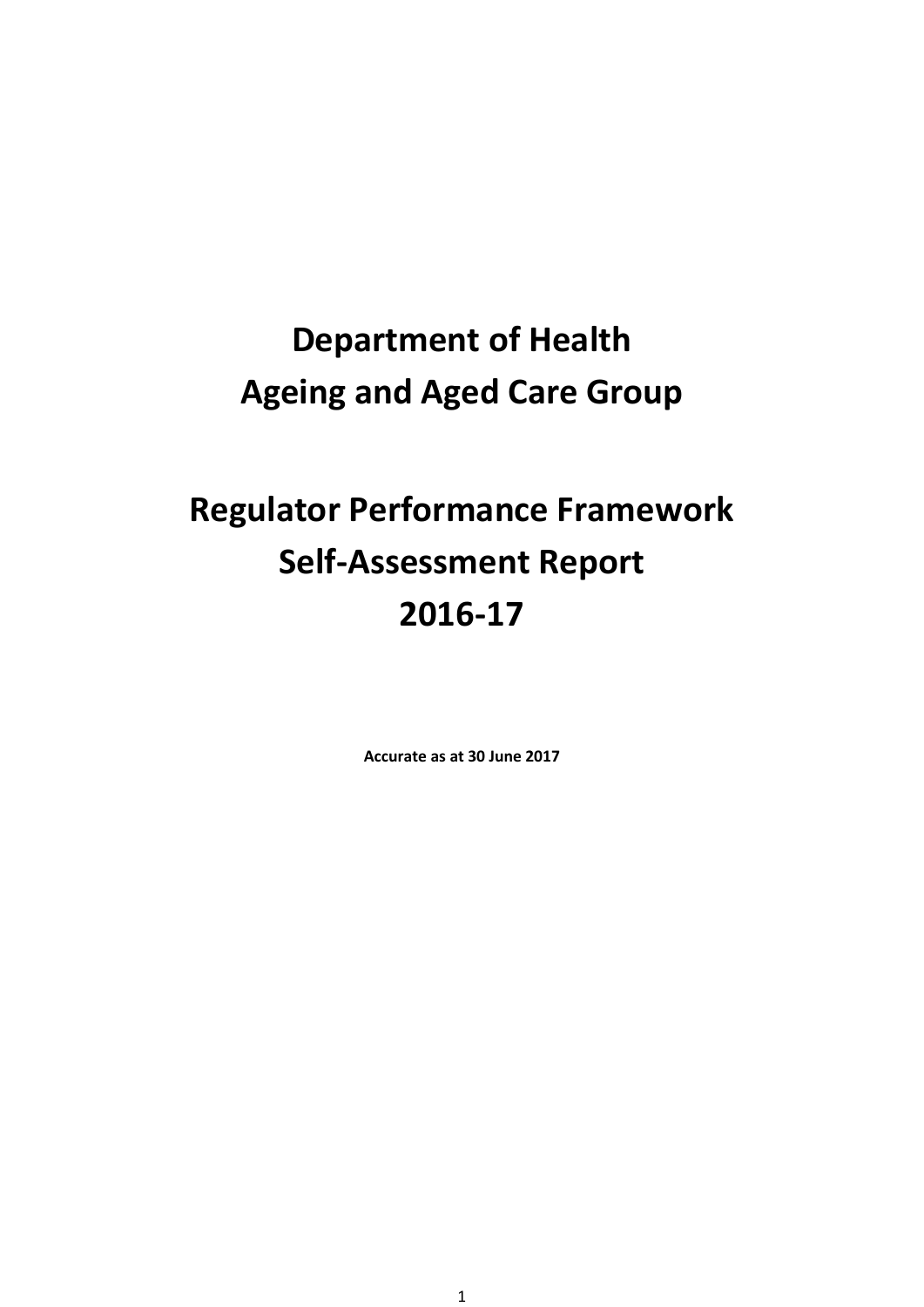# Department of Health
# Ageing and Aged Care Group

# Regulator Performance Framework
# Self-Assessment Report
# 2016-17

**Accurate as at 30 June 2017**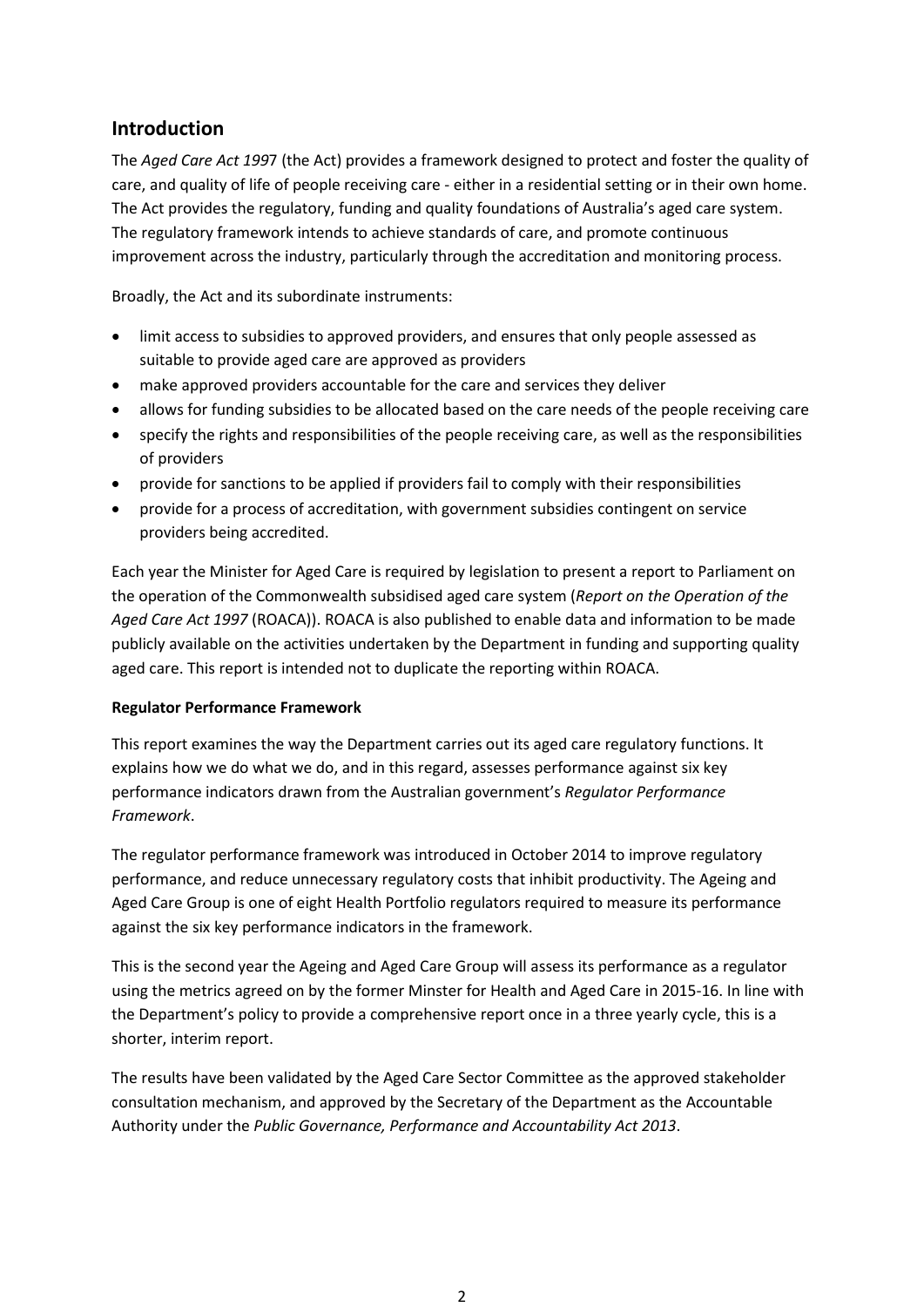## Introduction

The *Aged Care Act 199*7 (the Act) provides a framework designed to protect and foster the quality of care, and quality of life of people receiving care - either in a residential setting or in their own home. The Act provides the regulatory, funding and quality foundations of Australia's aged care system. The regulatory framework intends to achieve standards of care, and promote continuous improvement across the industry, particularly through the accreditation and monitoring process.

Broadly, the Act and its subordinate instruments:

- limit access to subsidies to approved providers, and ensures that only people assessed as suitable to provide aged care are approved as providers
- make approved providers accountable for the care and services they deliver
- allows for funding subsidies to be allocated based on the care needs of the people receiving care
- specify the rights and responsibilities of the people receiving care, as well as the responsibilities of providers
- provide for sanctions to be applied if providers fail to comply with their responsibilities
- provide for a process of accreditation, with government subsidies contingent on service providers being accredited.

Each year the Minister for Aged Care is required by legislation to present a report to Parliament on the operation of the Commonwealth subsidised aged care system (*Report on the Operation of the Aged Care Act 1997* (ROACA)). ROACA is also published to enable data and information to be made publicly available on the activities undertaken by the Department in funding and supporting quality aged care. This report is intended not to duplicate the reporting within ROACA.

**Regulator Performance Framework**

This report examines the way the Department carries out its aged care regulatory functions. It explains how we do what we do, and in this regard, assesses performance against six key performance indicators drawn from the Australian government's *Regulator Performance Framework*.

The regulator performance framework was introduced in October 2014 to improve regulatory performance, and reduce unnecessary regulatory costs that inhibit productivity. The Ageing and Aged Care Group is one of eight Health Portfolio regulators required to measure its performance against the six key performance indicators in the framework.

This is the second year the Ageing and Aged Care Group will assess its performance as a regulator using the metrics agreed on by the former Minster for Health and Aged Care in 2015-16. In line with the Department's policy to provide a comprehensive report once in a three yearly cycle, this is a shorter, interim report.

The results have been validated by the Aged Care Sector Committee as the approved stakeholder consultation mechanism, and approved by the Secretary of the Department as the Accountable Authority under the *Public Governance, Performance and Accountability Act 2013*.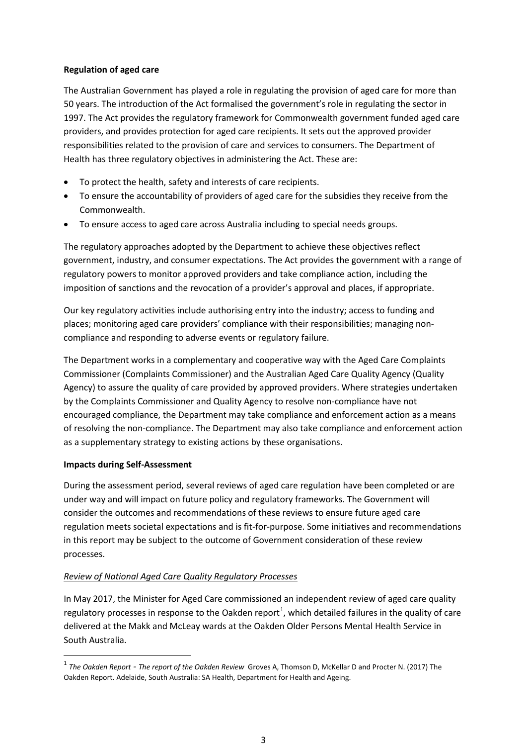**Regulation of aged care**

The Australian Government has played a role in regulating the provision of aged care for more than 50 years. The introduction of the Act formalised the government's role in regulating the sector in 1997. The Act provides the regulatory framework for Commonwealth government funded aged care providers, and provides protection for aged care recipients. It sets out the approved provider responsibilities related to the provision of care and services to consumers. The Department of Health has three regulatory objectives in administering the Act. These are:

- To protect the health, safety and interests of care recipients.
- To ensure the accountability of providers of aged care for the subsidies they receive from the Commonwealth.
- To ensure access to aged care across Australia including to special needs groups.

The regulatory approaches adopted by the Department to achieve these objectives reflect government, industry, and consumer expectations. The Act provides the government with a range of regulatory powers to monitor approved providers and take compliance action, including the imposition of sanctions and the revocation of a provider's approval and places, if appropriate.

Our key regulatory activities include authorising entry into the industry; access to funding and places; monitoring aged care providers' compliance with their responsibilities; managing non-compliance and responding to adverse events or regulatory failure.

The Department works in a complementary and cooperative way with the Aged Care Complaints Commissioner (Complaints Commissioner) and the Australian Aged Care Quality Agency (Quality Agency) to assure the quality of care provided by approved providers. Where strategies undertaken by the Complaints Commissioner and Quality Agency to resolve non-compliance have not encouraged compliance, the Department may take compliance and enforcement action as a means of resolving the non-compliance. The Department may also take compliance and enforcement action as a supplementary strategy to existing actions by these organisations.

**Impacts during Self-Assessment**

During the assessment period, several reviews of aged care regulation have been completed or are under way and will impact on future policy and regulatory frameworks. The Government will consider the outcomes and recommendations of these reviews to ensure future aged care regulation meets societal expectations and is fit-for-purpose. Some initiatives and recommendations in this report may be subject to the outcome of Government consideration of these review processes.

*Review of National Aged Care Quality Regulatory Processes*

In May 2017, the Minister for Aged Care commissioned an independent review of aged care quality regulatory processes in response to the Oakden report[1], which detailed failures in the quality of care delivered at the Makk and McLeay wards at the Oakden Older Persons Mental Health Service in South Australia.

[1] *The Oakden Report - The report of the Oakden Review* Groves A, Thomson D, McKellar D and Procter N. (2017) The Oakden Report. Adelaide, South Australia: SA Health, Department for Health and Ageing.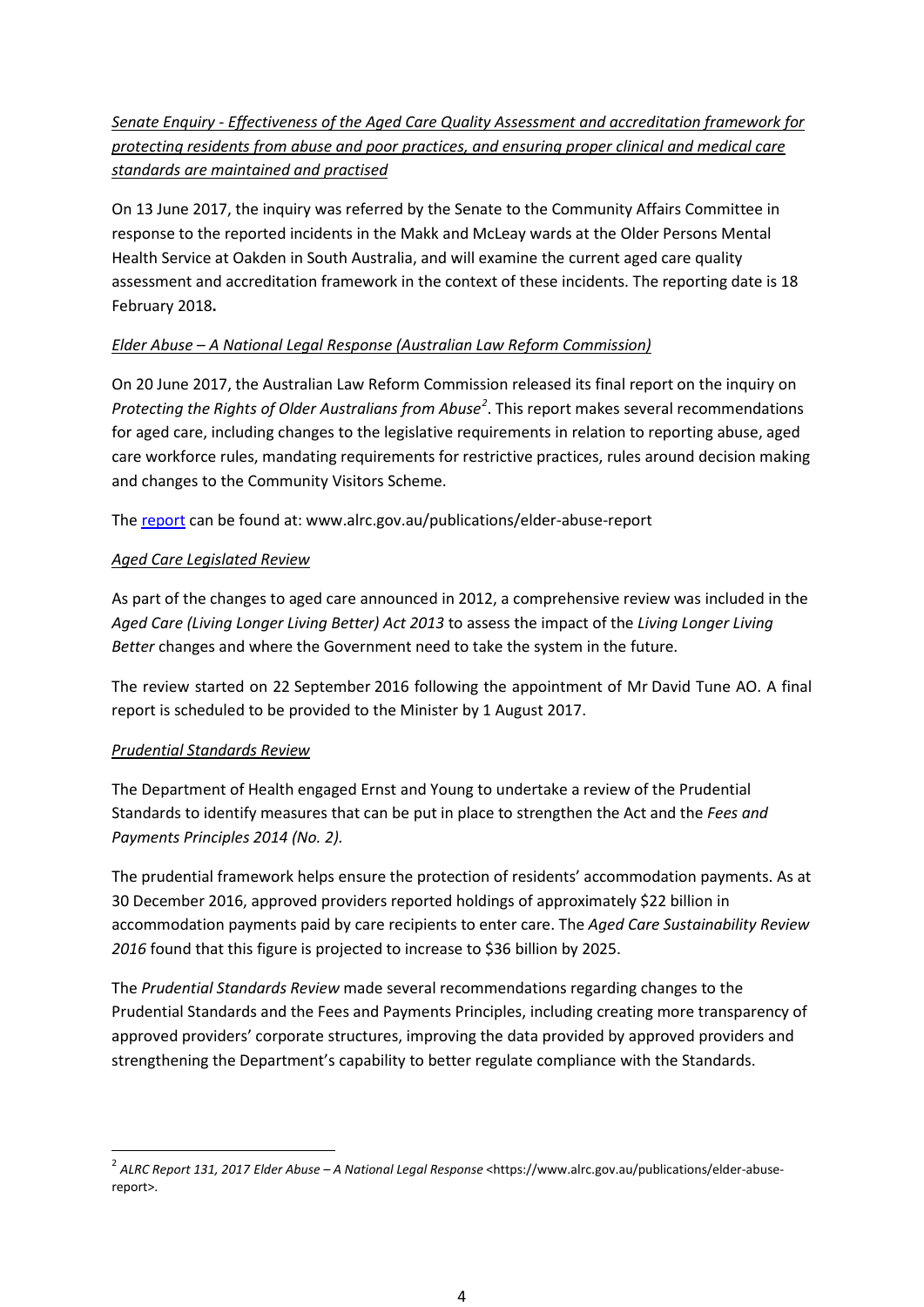*Senate Enquiry - Effectiveness of the Aged Care Quality Assessment and accreditation framework for protecting residents from abuse and poor practices, and ensuring proper clinical and medical care standards are maintained and practised*

On 13 June 2017, the inquiry was referred by the Senate to the Community Affairs Committee in response to the reported incidents in the Makk and McLeay wards at the Older Persons Mental Health Service at Oakden in South Australia, and will examine the current aged care quality assessment and accreditation framework in the context of these incidents. The reporting date is 18 February 2018**.**

*Elder Abuse – A National Legal Response (Australian Law Reform Commission)*

On 20 June 2017, the Australian Law Reform Commission released its final report on the inquiry on *Protecting the Rights of Older Australians from Abuse*[2]. This report makes several recommendations for aged care, including changes to the legislative requirements in relation to reporting abuse, aged care workforce rules, mandating requirements for restrictive practices, rules around decision making and changes to the Community Visitors Scheme.

The report can be found at: www.alrc.gov.au/publications/elder-abuse-report

*Aged Care Legislated Review*

As part of the changes to aged care announced in 2012, a comprehensive review was included in the *Aged Care (Living Longer Living Better) Act 2013* to assess the impact of the *Living Longer Living Better* changes and where the Government need to take the system in the future.

The review started on 22 September 2016 following the appointment of Mr David Tune AO. A final report is scheduled to be provided to the Minister by 1 August 2017.

*Prudential Standards Review*

The Department of Health engaged Ernst and Young to undertake a review of the Prudential Standards to identify measures that can be put in place to strengthen the Act and the *Fees and Payments Principles 2014 (No. 2).*

The prudential framework helps ensure the protection of residents' accommodation payments. As at 30 December 2016, approved providers reported holdings of approximately $22 billion in accommodation payments paid by care recipients to enter care. The *Aged Care Sustainability Review 2016* found that this figure is projected to increase to $36 billion by 2025.

The *Prudential Standards Review* made several recommendations regarding changes to the Prudential Standards and the Fees and Payments Principles, including creating more transparency of approved providers' corporate structures, improving the data provided by approved providers and strengthening the Department's capability to better regulate compliance with the Standards.

---

[2] *ALRC Report 131, 2017 Elder Abuse – A National Legal Response* <https://www.alrc.gov.au/publications/elder-abuse-report>.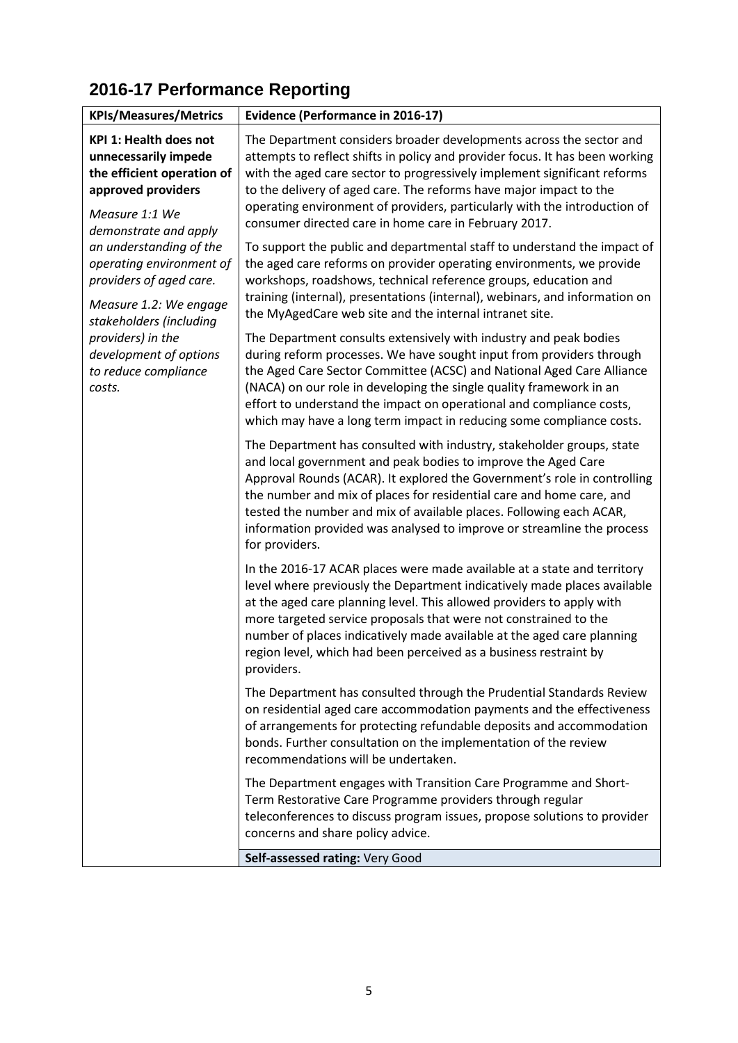## 2016-17 Performance Reporting

| KPIs/Measures/Metrics | Evidence (Performance in 2016-17) |
|---|---|
| **KPI 1: Health does not unnecessarily impede the efficient operation of approved providers**<br><br>*Measure 1:1 We demonstrate and apply an understanding of the operating environment of providers of aged care.*<br><br>*Measure 1.2: We engage stakeholders (including providers) in the development of options to reduce compliance costs.* | The Department considers broader developments across the sector and attempts to reflect shifts in policy and provider focus. It has been working with the aged care sector to progressively implement significant reforms to the delivery of aged care. The reforms have major impact to the operating environment of providers, particularly with the introduction of consumer directed care in home care in February 2017.<br><br>To support the public and departmental staff to understand the impact of the aged care reforms on provider operating environments, we provide workshops, roadshows, technical reference groups, education and training (internal), presentations (internal), webinars, and information on the MyAgedCare web site and the internal intranet site.<br><br>The Department consults extensively with industry and peak bodies during reform processes. We have sought input from providers through the Aged Care Sector Committee (ACSC) and National Aged Care Alliance (NACA) on our role in developing the single quality framework in an effort to understand the impact on operational and compliance costs, which may have a long term impact in reducing some compliance costs.<br><br>The Department has consulted with industry, stakeholder groups, state and local government and peak bodies to improve the Aged Care Approval Rounds (ACAR). It explored the Government's role in controlling the number and mix of places for residential care and home care, and tested the number and mix of available places. Following each ACAR, information provided was analysed to improve or streamline the process for providers.<br><br>In the 2016-17 ACAR places were made available at a state and territory level where previously the Department indicatively made places available at the aged care planning level. This allowed providers to apply with more targeted service proposals that were not constrained to the number of places indicatively made available at the aged care planning region level, which had been perceived as a business restraint by providers.<br><br>The Department has consulted through the Prudential Standards Review on residential aged care accommodation payments and the effectiveness of arrangements for protecting refundable deposits and accommodation bonds. Further consultation on the implementation of the review recommendations will be undertaken.<br><br>The Department engages with Transition Care Programme and Short-Term Restorative Care Programme providers through regular teleconferences to discuss program issues, propose solutions to provider concerns and share policy advice. |
| | **Self-assessed rating:** Very Good |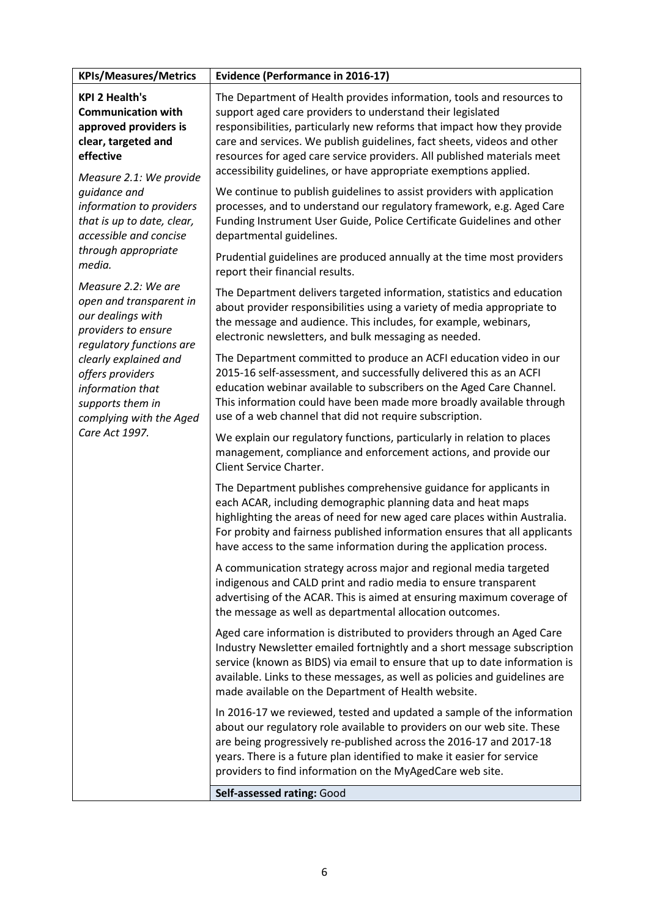| KPIs/Measures/Metrics | Evidence (Performance in 2016-17) |
|---|---|
| **KPI 2 Health's Communication with approved providers is clear, targeted and effective**<br><br>*Measure 2.1: We provide guidance and information to providers that is up to date, clear, accessible and concise through appropriate media.*<br><br>*Measure 2.2: We are open and transparent in our dealings with providers to ensure regulatory functions are clearly explained and offers providers information that supports them in complying with the Aged Care Act 1997.* | The Department of Health provides information, tools and resources to support aged care providers to understand their legislated responsibilities, particularly new reforms that impact how they provide care and services. We publish guidelines, fact sheets, videos and other resources for aged care service providers. All published materials meet accessibility guidelines, or have appropriate exemptions applied.<br><br>We continue to publish guidelines to assist providers with application processes, and to understand our regulatory framework, e.g. Aged Care Funding Instrument User Guide, Police Certificate Guidelines and other departmental guidelines.<br><br>Prudential guidelines are produced annually at the time most providers report their financial results.<br><br>The Department delivers targeted information, statistics and education about provider responsibilities using a variety of media appropriate to the message and audience. This includes, for example, webinars, electronic newsletters, and bulk messaging as needed.<br><br>The Department committed to produce an ACFI education video in our 2015-16 self-assessment, and successfully delivered this as an ACFI education webinar available to subscribers on the Aged Care Channel. This information could have been made more broadly available through use of a web channel that did not require subscription.<br><br>We explain our regulatory functions, particularly in relation to places management, compliance and enforcement actions, and provide our Client Service Charter.<br><br>The Department publishes comprehensive guidance for applicants in each ACAR, including demographic planning data and heat maps highlighting the areas of need for new aged care places within Australia. For probity and fairness published information ensures that all applicants have access to the same information during the application process.<br><br>A communication strategy across major and regional media targeted indigenous and CALD print and radio media to ensure transparent advertising of the ACAR. This is aimed at ensuring maximum coverage of the message as well as departmental allocation outcomes.<br><br>Aged care information is distributed to providers through an Aged Care Industry Newsletter emailed fortnightly and a short message subscription service (known as BIDS) via email to ensure that up to date information is available. Links to these messages, as well as policies and guidelines are made available on the Department of Health website.<br><br>In 2016-17 we reviewed, tested and updated a sample of the information about our regulatory role available to providers on our web site. These are being progressively re-published across the 2016-17 and 2017-18 years. There is a future plan identified to make it easier for service providers to find information on the MyAgedCare web site. |
| | **Self-assessed rating:** Good |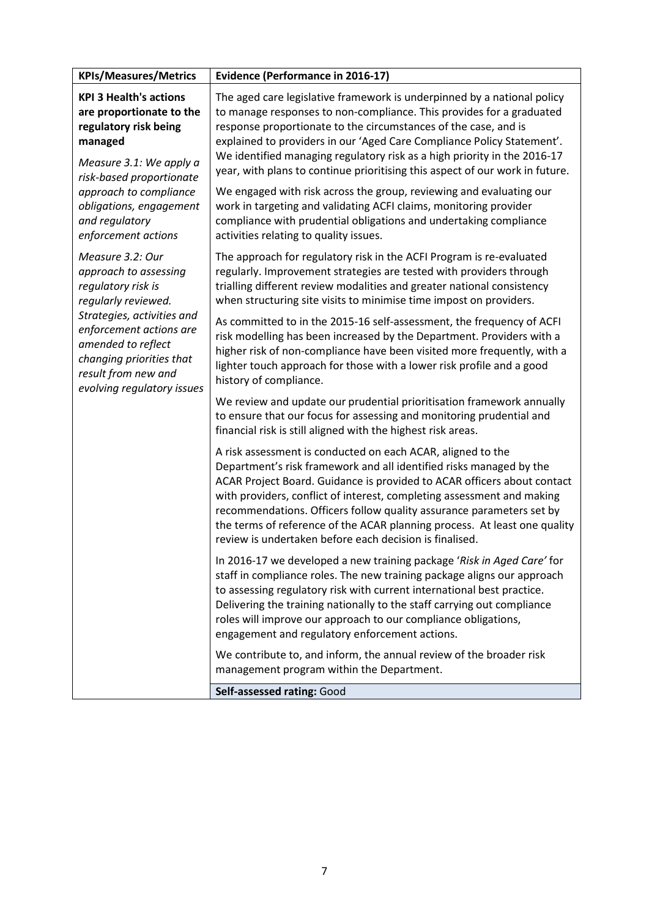| KPIs/Measures/Metrics | Evidence (Performance in 2016-17) |
|---|---|
| **KPI 3 Health's actions are proportionate to the regulatory risk being managed**<br><br>*Measure 3.1: We apply a risk-based proportionate approach to compliance obligations, engagement and regulatory enforcement actions*<br><br>*Measure 3.2: Our approach to assessing regulatory risk is regularly reviewed. Strategies, activities and enforcement actions are amended to reflect changing priorities that result from new and evolving regulatory issues* | The aged care legislative framework is underpinned by a national policy to manage responses to non-compliance. This provides for a graduated response proportionate to the circumstances of the case, and is explained to providers in our 'Aged Care Compliance Policy Statement'. We identified managing regulatory risk as a high priority in the 2016-17 year, with plans to continue prioritising this aspect of our work in future.<br><br>We engaged with risk across the group, reviewing and evaluating our work in targeting and validating ACFI claims, monitoring provider compliance with prudential obligations and undertaking compliance activities relating to quality issues.<br><br>The approach for regulatory risk in the ACFI Program is re-evaluated regularly. Improvement strategies are tested with providers through trialling different review modalities and greater national consistency when structuring site visits to minimise time impost on providers.<br><br>As committed to in the 2015-16 self-assessment, the frequency of ACFI risk modelling has been increased by the Department. Providers with a higher risk of non-compliance have been visited more frequently, with a lighter touch approach for those with a lower risk profile and a good history of compliance.<br><br>We review and update our prudential prioritisation framework annually to ensure that our focus for assessing and monitoring prudential and financial risk is still aligned with the highest risk areas.<br><br>A risk assessment is conducted on each ACAR, aligned to the Department's risk framework and all identified risks managed by the ACAR Project Board. Guidance is provided to ACAR officers about contact with providers, conflict of interest, completing assessment and making recommendations. Officers follow quality assurance parameters set by the terms of reference of the ACAR planning process. At least one quality review is undertaken before each decision is finalised.<br><br>In 2016-17 we developed a new training package '*Risk in Aged Care'* for staff in compliance roles. The new training package aligns our approach to assessing regulatory risk with current international best practice. Delivering the training nationally to the staff carrying out compliance roles will improve our approach to our compliance obligations, engagement and regulatory enforcement actions.<br><br>We contribute to, and inform, the annual review of the broader risk management program within the Department. |
| | **Self-assessed rating:** Good |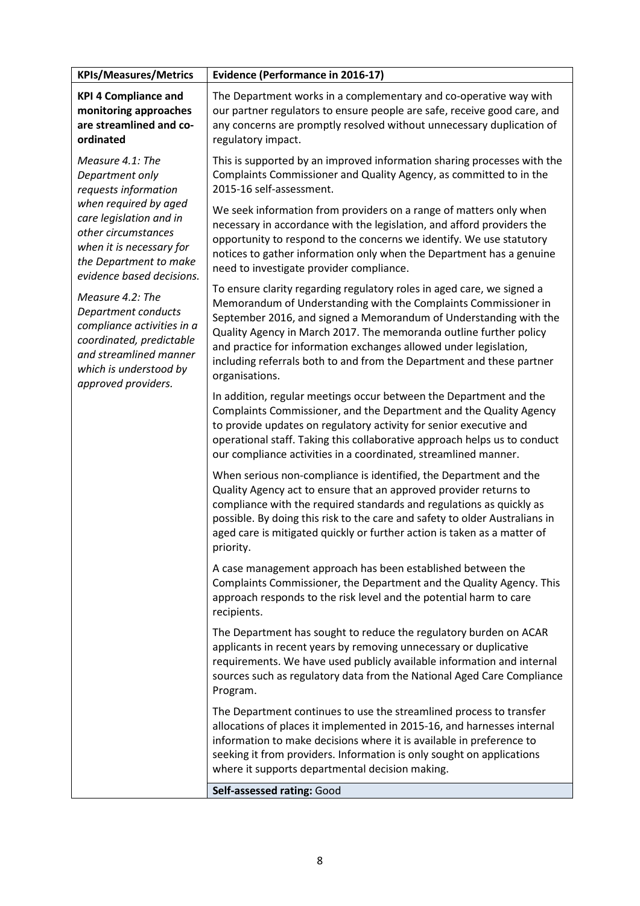| KPIs/Measures/Metrics | Evidence (Performance in 2016-17) |
|---|---|
| **KPI 4 Compliance and monitoring approaches are streamlined and co-ordinated**<br><br>*Measure 4.1: The Department only requests information when required by aged care legislation and in other circumstances when it is necessary for the Department to make evidence based decisions.*<br><br>*Measure 4.2: The Department conducts compliance activities in a coordinated, predictable and streamlined manner which is understood by approved providers.* | The Department works in a complementary and co-operative way with our partner regulators to ensure people are safe, receive good care, and any concerns are promptly resolved without unnecessary duplication of regulatory impact.<br><br>This is supported by an improved information sharing processes with the Complaints Commissioner and Quality Agency, as committed to in the 2015-16 self-assessment.<br><br>We seek information from providers on a range of matters only when necessary in accordance with the legislation, and afford providers the opportunity to respond to the concerns we identify. We use statutory notices to gather information only when the Department has a genuine need to investigate provider compliance.<br><br>To ensure clarity regarding regulatory roles in aged care, we signed a Memorandum of Understanding with the Complaints Commissioner in September 2016, and signed a Memorandum of Understanding with the Quality Agency in March 2017. The memoranda outline further policy and practice for information exchanges allowed under legislation, including referrals both to and from the Department and these partner organisations.<br><br>In addition, regular meetings occur between the Department and the Complaints Commissioner, and the Department and the Quality Agency to provide updates on regulatory activity for senior executive and operational staff. Taking this collaborative approach helps us to conduct our compliance activities in a coordinated, streamlined manner.<br><br>When serious non-compliance is identified, the Department and the Quality Agency act to ensure that an approved provider returns to compliance with the required standards and regulations as quickly as possible. By doing this risk to the care and safety to older Australians in aged care is mitigated quickly or further action is taken as a matter of priority.<br><br>A case management approach has been established between the Complaints Commissioner, the Department and the Quality Agency. This approach responds to the risk level and the potential harm to care recipients.<br><br>The Department has sought to reduce the regulatory burden on ACAR applicants in recent years by removing unnecessary or duplicative requirements. We have used publicly available information and internal sources such as regulatory data from the National Aged Care Compliance Program.<br><br>The Department continues to use the streamlined process to transfer allocations of places it implemented in 2015-16, and harnesses internal information to make decisions where it is available in preference to seeking it from providers. Information is only sought on applications where it supports departmental decision making. |
| | **Self-assessed rating:** Good |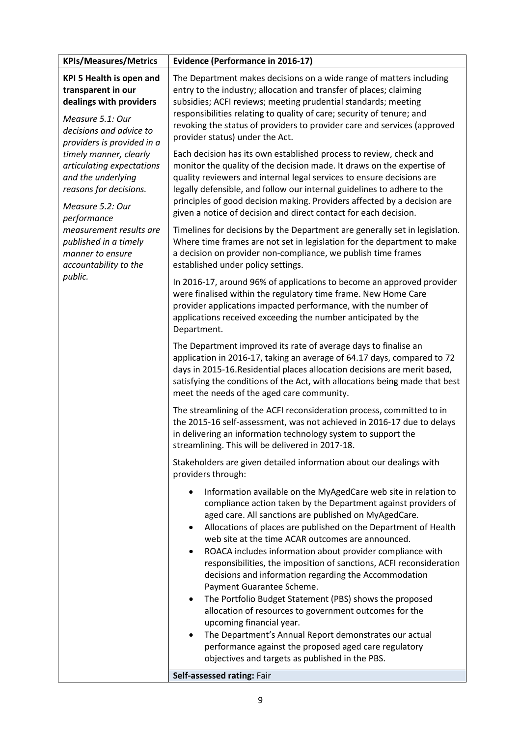| KPIs/Measures/Metrics | Evidence (Performance in 2016-17) |
|---|---|
| **KPI 5 Health is open and transparent in our dealings with providers**<br><br>*Measure 5.1: Our decisions and advice to providers is provided in a timely manner, clearly articulating expectations and the underlying reasons for decisions.*<br><br>*Measure 5.2: Our performance measurement results are published in a timely manner to ensure accountability to the public.* | The Department makes decisions on a wide range of matters including entry to the industry; allocation and transfer of places; claiming subsidies; ACFI reviews; meeting prudential standards; meeting responsibilities relating to quality of care; security of tenure; and revoking the status of providers to provider care and services (approved provider status) under the Act.<br><br>Each decision has its own established process to review, check and monitor the quality of the decision made. It draws on the expertise of quality reviewers and internal legal services to ensure decisions are legally defensible, and follow our internal guidelines to adhere to the principles of good decision making. Providers affected by a decision are given a notice of decision and direct contact for each decision.<br><br>Timelines for decisions by the Department are generally set in legislation. Where time frames are not set in legislation for the department to make a decision on provider non-compliance, we publish time frames established under policy settings.<br><br>In 2016-17, around 96% of applications to become an approved provider were finalised within the regulatory time frame. New Home Care provider applications impacted performance, with the number of applications received exceeding the number anticipated by the Department.<br><br>The Department improved its rate of average days to finalise an application in 2016-17, taking an average of 64.17 days, compared to 72 days in 2015-16.Residential places allocation decisions are merit based, satisfying the conditions of the Act, with allocations being made that best meet the needs of the aged care community.<br><br>The streamlining of the ACFI reconsideration process, committed to in the 2015-16 self-assessment, was not achieved in 2016-17 due to delays in delivering an information technology system to support the streamlining. This will be delivered in 2017-18.<br><br>Stakeholders are given detailed information about our dealings with providers through:<br><br>• Information available on the MyAgedCare web site in relation to compliance action taken by the Department against providers of aged care. All sanctions are published on MyAgedCare.<br>• Allocations of places are published on the Department of Health web site at the time ACAR outcomes are announced.<br>• ROACA includes information about provider compliance with responsibilities, the imposition of sanctions, ACFI reconsideration decisions and information regarding the Accommodation Payment Guarantee Scheme.<br>• The Portfolio Budget Statement (PBS) shows the proposed allocation of resources to government outcomes for the upcoming financial year.<br>• The Department's Annual Report demonstrates our actual performance against the proposed aged care regulatory objectives and targets as published in the PBS. |
| | **Self-assessed rating:** Fair |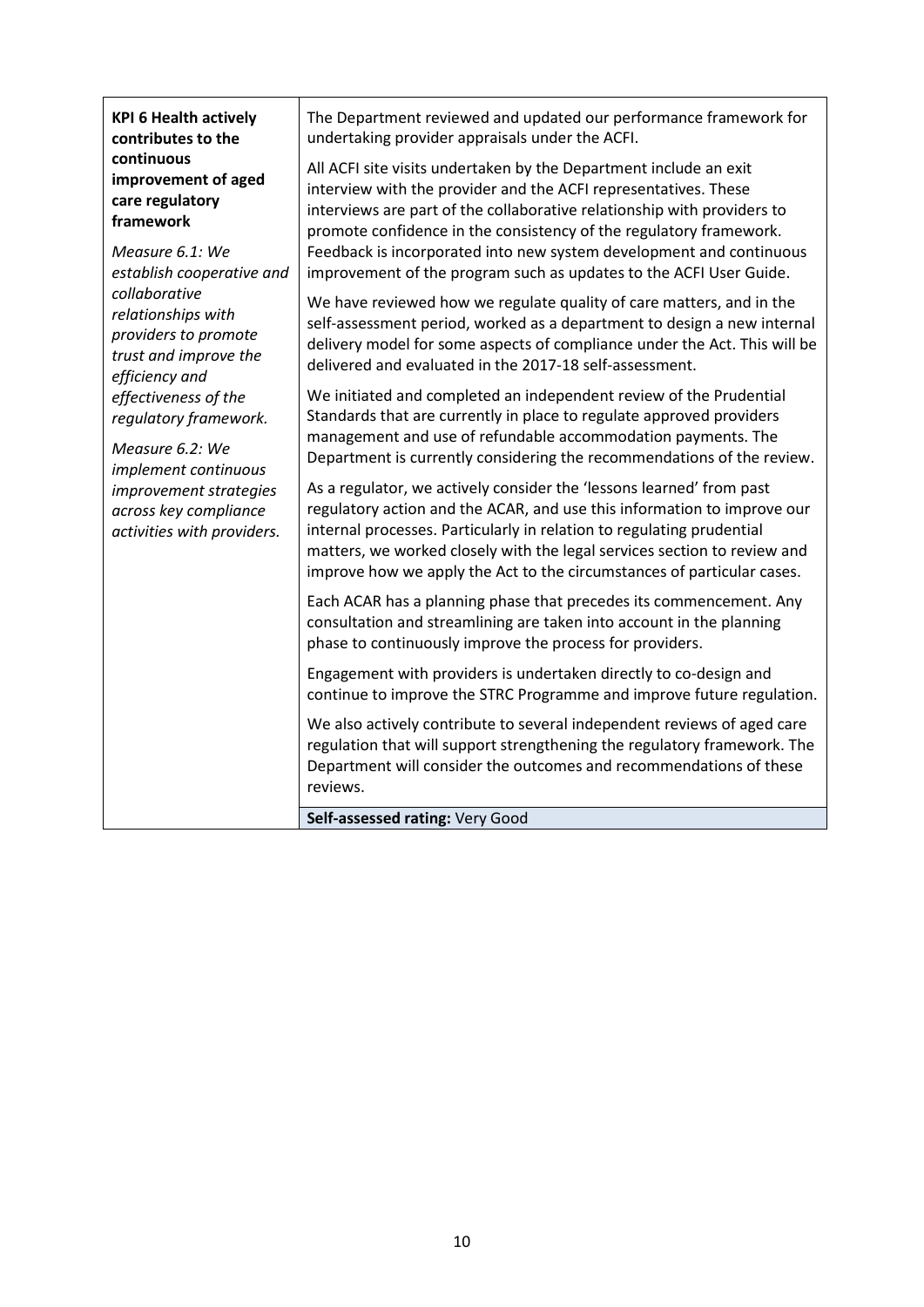| **KPI 6 Health actively contributes to the continuous improvement of aged care regulatory framework**<br><br>*Measure 6.1: We establish cooperative and collaborative relationships with providers to promote trust and improve the efficiency and effectiveness of the regulatory framework.*<br><br>*Measure 6.2: We implement continuous improvement strategies across key compliance activities with providers.* | The Department reviewed and updated our performance framework for undertaking provider appraisals under the ACFI.<br><br>All ACFI site visits undertaken by the Department include an exit interview with the provider and the ACFI representatives. These interviews are part of the collaborative relationship with providers to promote confidence in the consistency of the regulatory framework. Feedback is incorporated into new system development and continuous improvement of the program such as updates to the ACFI User Guide.<br><br>We have reviewed how we regulate quality of care matters, and in the self-assessment period, worked as a department to design a new internal delivery model for some aspects of compliance under the Act. This will be delivered and evaluated in the 2017-18 self-assessment.<br><br>We initiated and completed an independent review of the Prudential Standards that are currently in place to regulate approved providers management and use of refundable accommodation payments. The Department is currently considering the recommendations of the review.<br><br>As a regulator, we actively consider the 'lessons learned' from past regulatory action and the ACAR, and use this information to improve our internal processes. Particularly in relation to regulating prudential matters, we worked closely with the legal services section to review and improve how we apply the Act to the circumstances of particular cases.<br><br>Each ACAR has a planning phase that precedes its commencement. Any consultation and streamlining are taken into account in the planning phase to continuously improve the process for providers.<br><br>Engagement with providers is undertaken directly to co-design and continue to improve the STRC Programme and improve future regulation.<br><br>We also actively contribute to several independent reviews of aged care regulation that will support strengthening the regulatory framework. The Department will consider the outcomes and recommendations of these reviews. |
|---|---|
| | **Self-assessed rating:** Very Good |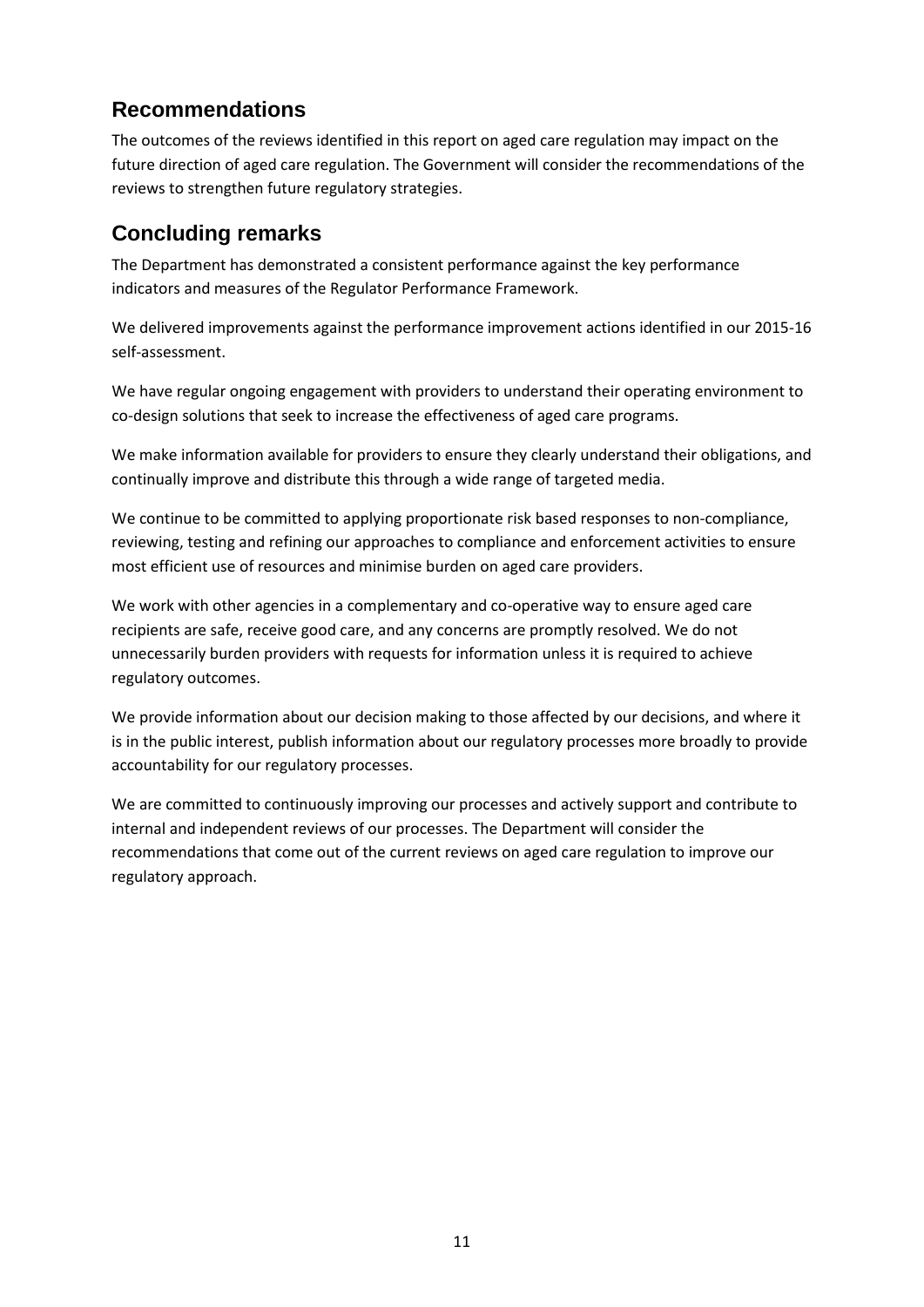## Recommendations

The outcomes of the reviews identified in this report on aged care regulation may impact on the future direction of aged care regulation. The Government will consider the recommendations of the reviews to strengthen future regulatory strategies.

## Concluding remarks

The Department has demonstrated a consistent performance against the key performance indicators and measures of the Regulator Performance Framework.

We delivered improvements against the performance improvement actions identified in our 2015-16 self-assessment.

We have regular ongoing engagement with providers to understand their operating environment to co-design solutions that seek to increase the effectiveness of aged care programs.

We make information available for providers to ensure they clearly understand their obligations, and continually improve and distribute this through a wide range of targeted media.

We continue to be committed to applying proportionate risk based responses to non-compliance, reviewing, testing and refining our approaches to compliance and enforcement activities to ensure most efficient use of resources and minimise burden on aged care providers.

We work with other agencies in a complementary and co-operative way to ensure aged care recipients are safe, receive good care, and any concerns are promptly resolved. We do not unnecessarily burden providers with requests for information unless it is required to achieve regulatory outcomes.

We provide information about our decision making to those affected by our decisions, and where it is in the public interest, publish information about our regulatory processes more broadly to provide accountability for our regulatory processes.

We are committed to continuously improving our processes and actively support and contribute to internal and independent reviews of our processes. The Department will consider the recommendations that come out of the current reviews on aged care regulation to improve our regulatory approach.